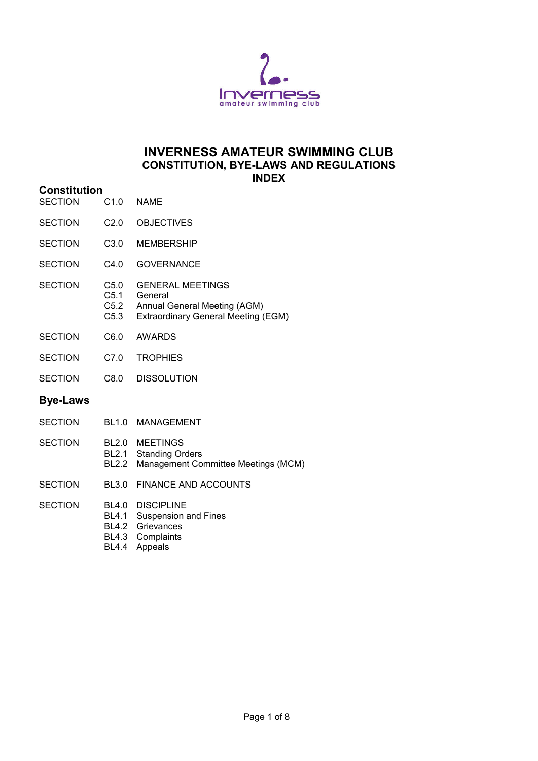# INVERNESS AMATEUR SWIMMING CLUB

## CONSTITUTION, BYE-LAWS AND REGULATIONS

## INDEX

### Constitution

| | | |
|---|---|---|
| SECTION | C1.0 | NAME |
| SECTION | C2.0 | OBJECTIVES |
| SECTION | C3.0 | MEMBERSHIP |
| SECTION | C4.0 | GOVERNANCE |
| SECTION | C5.0 | GENERAL MEETINGS |
| | C5.1 | General |
| | C5.2 | Annual General Meeting (AGM) |
| | C5.3 | Extraordinary General Meeting (EGM) |
| SECTION | C6.0 | AWARDS |
| SECTION | C7.0 | TROPHIES |
| SECTION | C8.0 | DISSOLUTION |

### Bye-Laws

| | | |
|---|---|---|
| SECTION | BL1.0 | MANAGEMENT |
| SECTION | BL2.0 | MEETINGS |
| | BL2.1 | Standing Orders |
| | BL2.2 | Management Committee Meetings (MCM) |
| SECTION | BL3.0 | FINANCE AND ACCOUNTS |
| SECTION | BL4.0 | DISCIPLINE |
| | BL4.1 | Suspension and Fines |
| | BL4.2 | Grievances |
| | BL4.3 | Complaints |
| | BL4.4 | Appeals |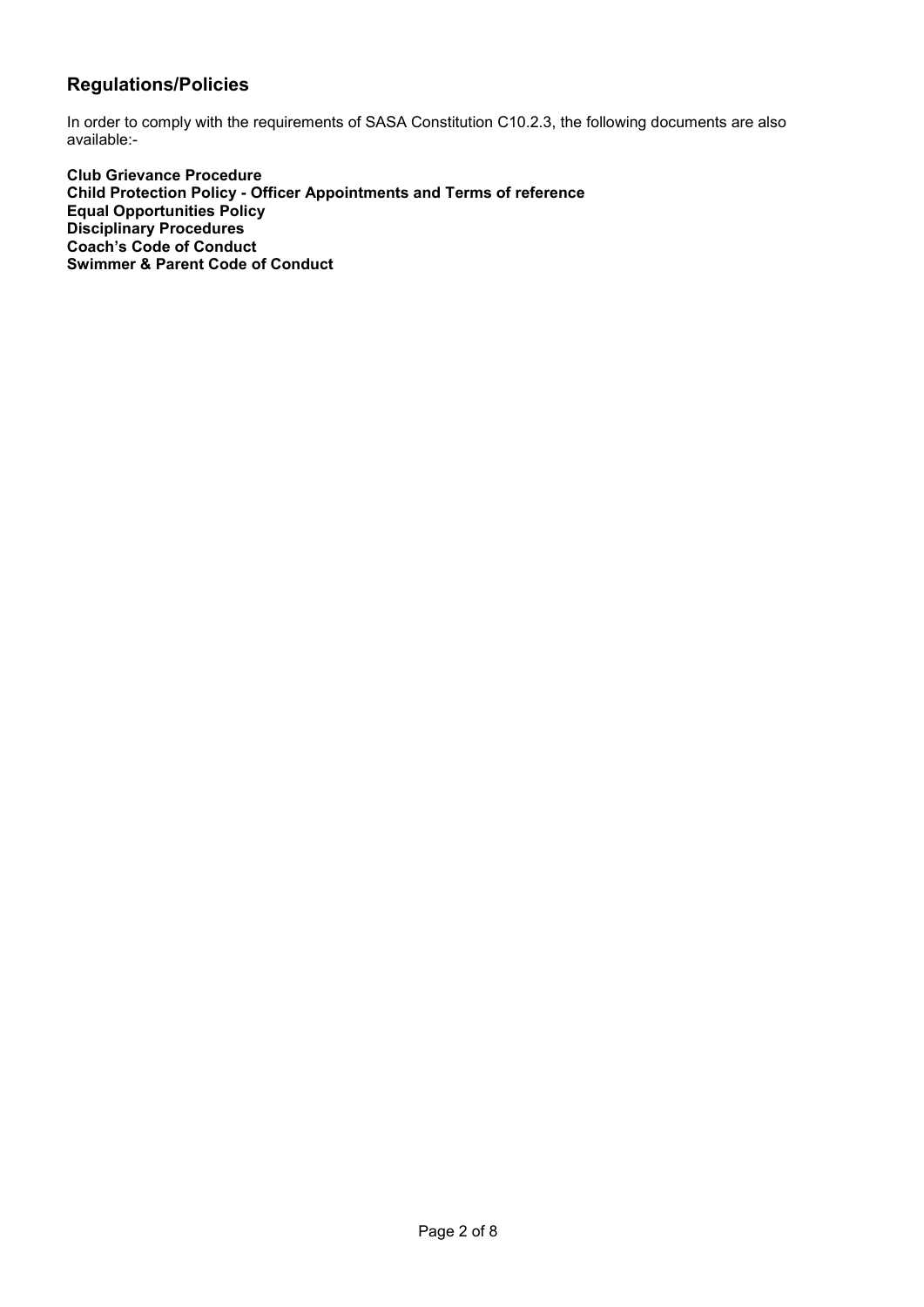## Regulations/Policies

In order to comply with the requirements of SASA Constitution C10.2.3, the following documents are also available:-

**Club Grievance Procedure**
**Child Protection Policy - Officer Appointments and Terms of reference**
**Equal Opportunities Policy**
**Disciplinary Procedures**
**Coach's Code of Conduct**
**Swimmer & Parent Code of Conduct**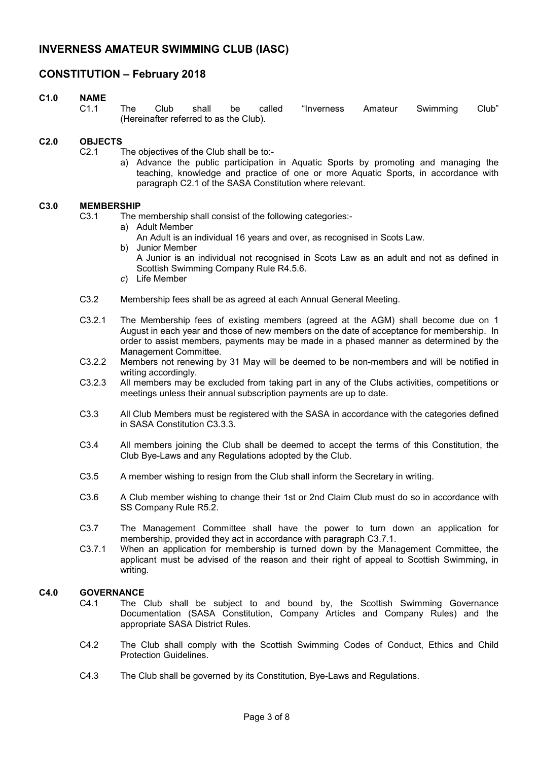## INVERNESS AMATEUR SWIMMING CLUB (IASC)

## CONSTITUTION – February 2018

**C1.0 NAME**

C1.1 The Club shall be called "Inverness Amateur Swimming Club" (Hereinafter referred to as the Club).

**C2.0 OBJECTS**

C2.1 The objectives of the Club shall be to:-

a) Advance the public participation in Aquatic Sports by promoting and managing the teaching, knowledge and practice of one or more Aquatic Sports, in accordance with paragraph C2.1 of the SASA Constitution where relevant.

**C3.0 MEMBERSHIP**

C3.1 The membership shall consist of the following categories:-

a) Adult Member
   An Adult is an individual 16 years and over, as recognised in Scots Law.
b) Junior Member
   A Junior is an individual not recognised in Scots Law as an adult and not as defined in Scottish Swimming Company Rule R4.5.6.
c) Life Member

C3.2 Membership fees shall be as agreed at each Annual General Meeting.

C3.2.1 The Membership fees of existing members (agreed at the AGM) shall become due on 1 August in each year and those of new members on the date of acceptance for membership. In order to assist members, payments may be made in a phased manner as determined by the Management Committee.

C3.2.2 Members not renewing by 31 May will be deemed to be non-members and will be notified in writing accordingly.

C3.2.3 All members may be excluded from taking part in any of the Clubs activities, competitions or meetings unless their annual subscription payments are up to date.

C3.3 All Club Members must be registered with the SASA in accordance with the categories defined in SASA Constitution C3.3.3.

C3.4 All members joining the Club shall be deemed to accept the terms of this Constitution, the Club Bye-Laws and any Regulations adopted by the Club.

C3.5 A member wishing to resign from the Club shall inform the Secretary in writing.

C3.6 A Club member wishing to change their 1st or 2nd Claim Club must do so in accordance with SS Company Rule R5.2.

C3.7 The Management Committee shall have the power to turn down an application for membership, provided they act in accordance with paragraph C3.7.1.

C3.7.1 When an application for membership is turned down by the Management Committee, the applicant must be advised of the reason and their right of appeal to Scottish Swimming, in writing.

**C4.0 GOVERNANCE**

C4.1 The Club shall be subject to and bound by, the Scottish Swimming Governance Documentation (SASA Constitution, Company Articles and Company Rules) and the appropriate SASA District Rules.

C4.2 The Club shall comply with the Scottish Swimming Codes of Conduct, Ethics and Child Protection Guidelines.

C4.3 The Club shall be governed by its Constitution, Bye-Laws and Regulations.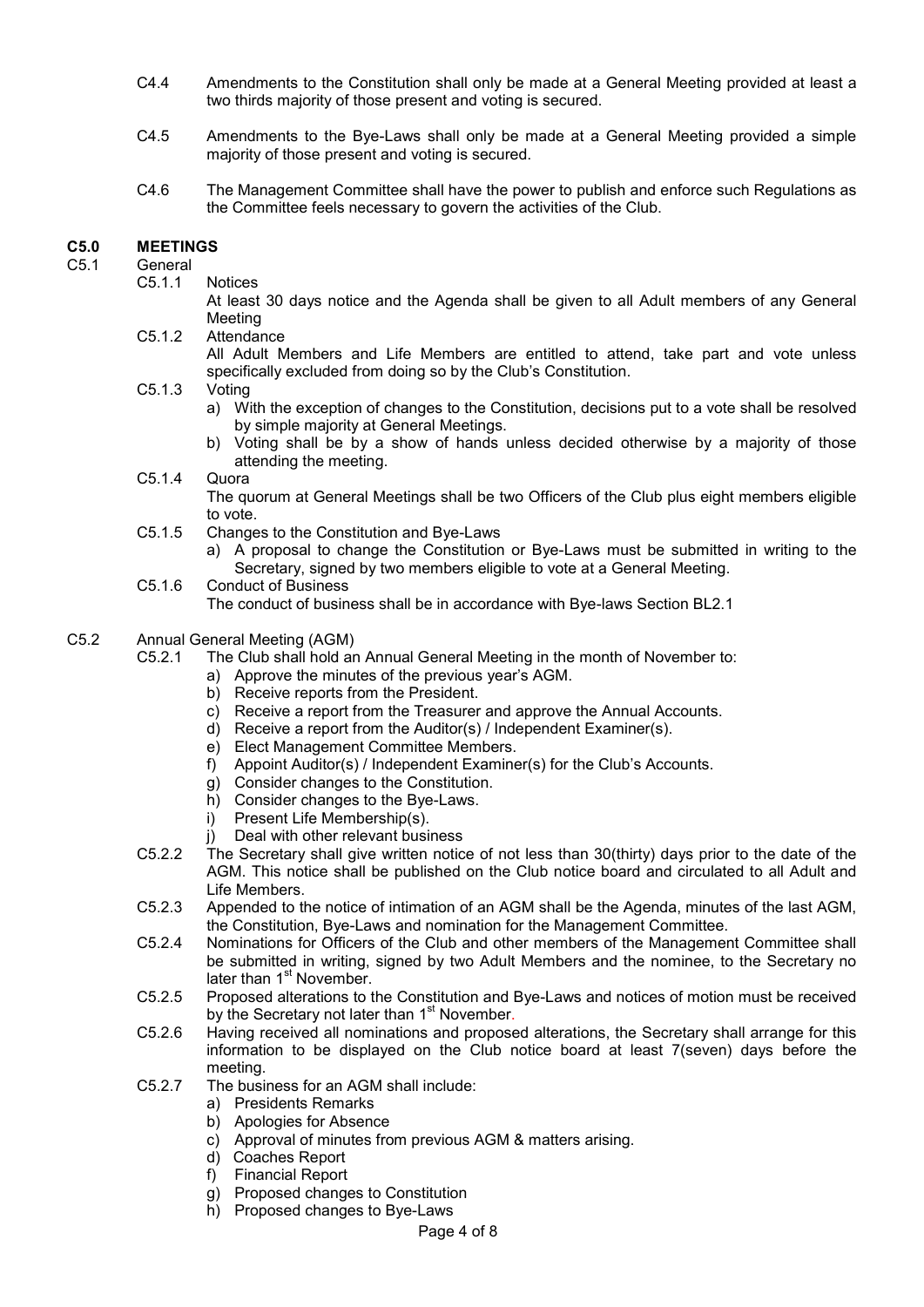C4.4 Amendments to the Constitution shall only be made at a General Meeting provided at least a two thirds majority of those present and voting is secured.

C4.5 Amendments to the Bye-Laws shall only be made at a General Meeting provided a simple majority of those present and voting is secured.

C4.6 The Management Committee shall have the power to publish and enforce such Regulations as the Committee feels necessary to govern the activities of the Club.

## C5.0 MEETINGS

C5.1 General

C5.1.1 Notices

At least 30 days notice and the Agenda shall be given to all Adult members of any General Meeting

C5.1.2 Attendance

All Adult Members and Life Members are entitled to attend, take part and vote unless specifically excluded from doing so by the Club's Constitution.

C5.1.3 Voting

a) With the exception of changes to the Constitution, decisions put to a vote shall be resolved by simple majority at General Meetings.
b) Voting shall be by a show of hands unless decided otherwise by a majority of those attending the meeting.

C5.1.4 Quora

The quorum at General Meetings shall be two Officers of the Club plus eight members eligible to vote.

C5.1.5 Changes to the Constitution and Bye-Laws

a) A proposal to change the Constitution or Bye-Laws must be submitted in writing to the Secretary, signed by two members eligible to vote at a General Meeting.

C5.1.6 Conduct of Business

The conduct of business shall be in accordance with Bye-laws Section BL2.1

C5.2 Annual General Meeting (AGM)

C5.2.1 The Club shall hold an Annual General Meeting in the month of November to:

a) Approve the minutes of the previous year's AGM.
b) Receive reports from the President.
c) Receive a report from the Treasurer and approve the Annual Accounts.
d) Receive a report from the Auditor(s) / Independent Examiner(s).
e) Elect Management Committee Members.
f) Appoint Auditor(s) / Independent Examiner(s) for the Club's Accounts.
g) Consider changes to the Constitution.
h) Consider changes to the Bye-Laws.
i) Present Life Membership(s).
j) Deal with other relevant business

C5.2.2 The Secretary shall give written notice of not less than 30(thirty) days prior to the date of the AGM. This notice shall be published on the Club notice board and circulated to all Adult and Life Members.

C5.2.3 Appended to the notice of intimation of an AGM shall be the Agenda, minutes of the last AGM, the Constitution, Bye-Laws and nomination for the Management Committee.

C5.2.4 Nominations for Officers of the Club and other members of the Management Committee shall be submitted in writing, signed by two Adult Members and the nominee, to the Secretary no later than 1st November.

C5.2.5 Proposed alterations to the Constitution and Bye-Laws and notices of motion must be received by the Secretary not later than 1st November.

C5.2.6 Having received all nominations and proposed alterations, the Secretary shall arrange for this information to be displayed on the Club notice board at least 7(seven) days before the meeting.

C5.2.7 The business for an AGM shall include:

a) Presidents Remarks
b) Apologies for Absence
c) Approval of minutes from previous AGM & matters arising.
d) Coaches Report
f) Financial Report
g) Proposed changes to Constitution
h) Proposed changes to Bye-Laws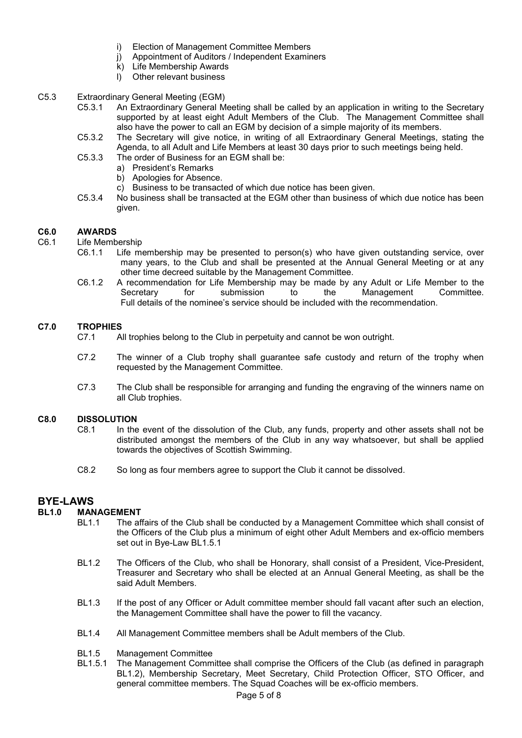i) Election of Management Committee Members
j) Appointment of Auditors / Independent Examiners
k) Life Membership Awards
l) Other relevant business

C5.3 Extraordinary General Meeting (EGM)

C5.3.1 An Extraordinary General Meeting shall be called by an application in writing to the Secretary supported by at least eight Adult Members of the Club. The Management Committee shall also have the power to call an EGM by decision of a simple majority of its members.

C5.3.2 The Secretary will give notice, in writing of all Extraordinary General Meetings, stating the Agenda, to all Adult and Life Members at least 30 days prior to such meetings being held.

C5.3.3 The order of Business for an EGM shall be:

a) President's Remarks
b) Apologies for Absence.
c) Business to be transacted of which due notice has been given.

C5.3.4 No business shall be transacted at the EGM other than business of which due notice has been given.

## C6.0 AWARDS

C6.1 Life Membership

C6.1.1 Life membership may be presented to person(s) who have given outstanding service, over many years, to the Club and shall be presented at the Annual General Meeting or at any other time decreed suitable by the Management Committee.

C6.1.2 A recommendation for Life Membership may be made by any Adult or Life Member to the Secretary for submission to the Management Committee. Full details of the nominee's service should be included with the recommendation.

## C7.0 TROPHIES

C7.1 All trophies belong to the Club in perpetuity and cannot be won outright.

C7.2 The winner of a Club trophy shall guarantee safe custody and return of the trophy when requested by the Management Committee.

C7.3 The Club shall be responsible for arranging and funding the engraving of the winners name on all Club trophies.

## C8.0 DISSOLUTION

C8.1 In the event of the dissolution of the Club, any funds, property and other assets shall not be distributed amongst the members of the Club in any way whatsoever, but shall be applied towards the objectives of Scottish Swimming.

C8.2 So long as four members agree to support the Club it cannot be dissolved.

# BYE-LAWS

## BL1.0 MANAGEMENT

BL1.1 The affairs of the Club shall be conducted by a Management Committee which shall consist of the Officers of the Club plus a minimum of eight other Adult Members and ex-officio members set out in Bye-Law BL1.5.1

BL1.2 The Officers of the Club, who shall be Honorary, shall consist of a President, Vice-President, Treasurer and Secretary who shall be elected at an Annual General Meeting, as shall be the said Adult Members.

BL1.3 If the post of any Officer or Adult committee member should fall vacant after such an election, the Management Committee shall have the power to fill the vacancy.

BL1.4 All Management Committee members shall be Adult members of the Club.

BL1.5 Management Committee

BL1.5.1 The Management Committee shall comprise the Officers of the Club (as defined in paragraph BL1.2), Membership Secretary, Meet Secretary, Child Protection Officer, STO Officer, and general committee members. The Squad Coaches will be ex-officio members.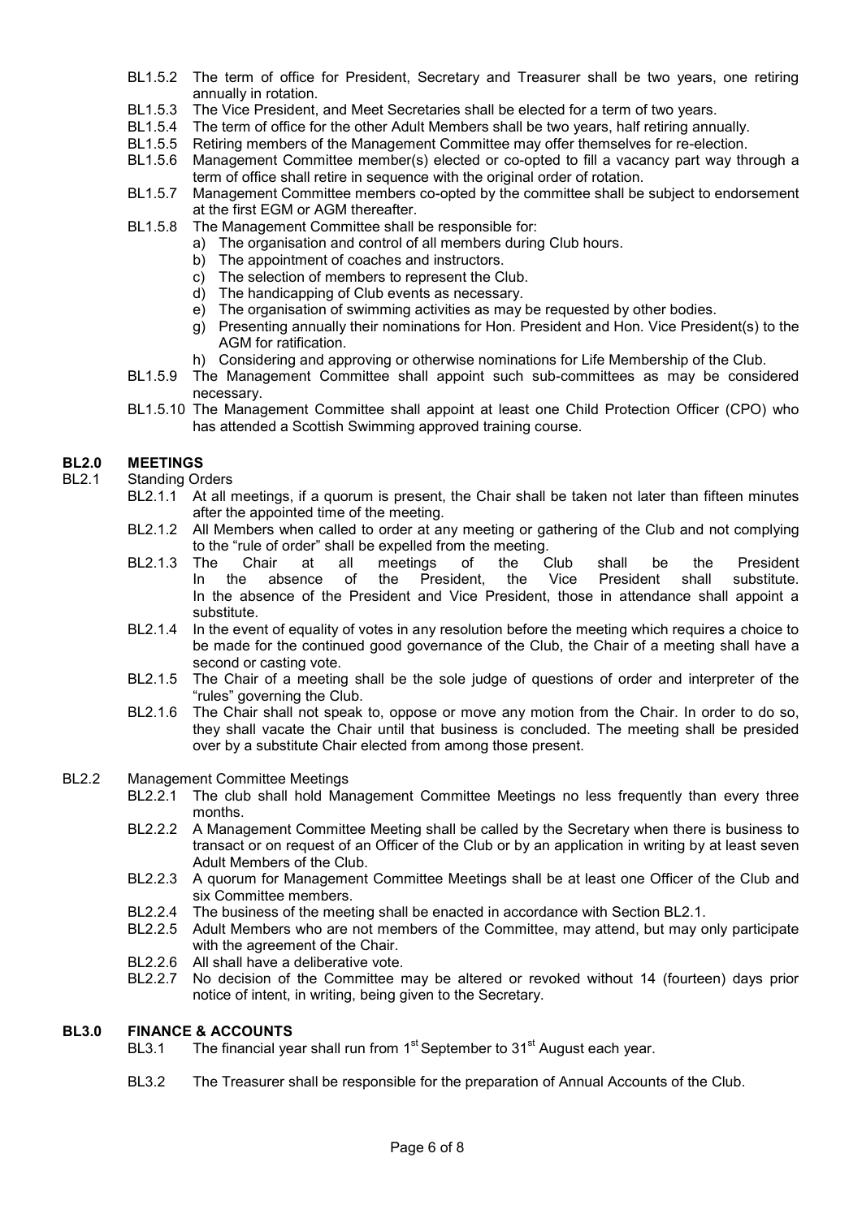BL1.5.2 The term of office for President, Secretary and Treasurer shall be two years, one retiring annually in rotation.

BL1.5.3 The Vice President, and Meet Secretaries shall be elected for a term of two years.

BL1.5.4 The term of office for the other Adult Members shall be two years, half retiring annually.

BL1.5.5 Retiring members of the Management Committee may offer themselves for re-election.

BL1.5.6 Management Committee member(s) elected or co-opted to fill a vacancy part way through a term of office shall retire in sequence with the original order of rotation.

BL1.5.7 Management Committee members co-opted by the committee shall be subject to endorsement at the first EGM or AGM thereafter.

BL1.5.8 The Management Committee shall be responsible for:

a) The organisation and control of all members during Club hours.
b) The appointment of coaches and instructors.
c) The selection of members to represent the Club.
d) The handicapping of Club events as necessary.
e) The organisation of swimming activities as may be requested by other bodies.
g) Presenting annually their nominations for Hon. President and Hon. Vice President(s) to the AGM for ratification.
h) Considering and approving or otherwise nominations for Life Membership of the Club.

BL1.5.9 The Management Committee shall appoint such sub-committees as may be considered necessary.

BL1.5.10 The Management Committee shall appoint at least one Child Protection Officer (CPO) who has attended a Scottish Swimming approved training course.

## BL2.0 MEETINGS

### BL2.1 Standing Orders

BL2.1.1 At all meetings, if a quorum is present, the Chair shall be taken not later than fifteen minutes after the appointed time of the meeting.

BL2.1.2 All Members when called to order at any meeting or gathering of the Club and not complying to the "rule of order" shall be expelled from the meeting.

BL2.1.3 The Chair at all meetings of the Club shall be the President In the absence of the President, the Vice President shall substitute. In the absence of the President and Vice President, those in attendance shall appoint a substitute.

BL2.1.4 In the event of equality of votes in any resolution before the meeting which requires a choice to be made for the continued good governance of the Club, the Chair of a meeting shall have a second or casting vote.

BL2.1.5 The Chair of a meeting shall be the sole judge of questions of order and interpreter of the "rules" governing the Club.

BL2.1.6 The Chair shall not speak to, oppose or move any motion from the Chair. In order to do so, they shall vacate the Chair until that business is concluded. The meeting shall be presided over by a substitute Chair elected from among those present.

### BL2.2 Management Committee Meetings

BL2.2.1 The club shall hold Management Committee Meetings no less frequently than every three months.

BL2.2.2 A Management Committee Meeting shall be called by the Secretary when there is business to transact or on request of an Officer of the Club or by an application in writing by at least seven Adult Members of the Club.

BL2.2.3 A quorum for Management Committee Meetings shall be at least one Officer of the Club and six Committee members.

BL2.2.4 The business of the meeting shall be enacted in accordance with Section BL2.1.

BL2.2.5 Adult Members who are not members of the Committee, may attend, but may only participate with the agreement of the Chair.

BL2.2.6 All shall have a deliberative vote.

BL2.2.7 No decision of the Committee may be altered or revoked without 14 (fourteen) days prior notice of intent, in writing, being given to the Secretary.

## BL3.0 FINANCE & ACCOUNTS

BL3.1 The financial year shall run from 1st September to 31st August each year.

BL3.2 The Treasurer shall be responsible for the preparation of Annual Accounts of the Club.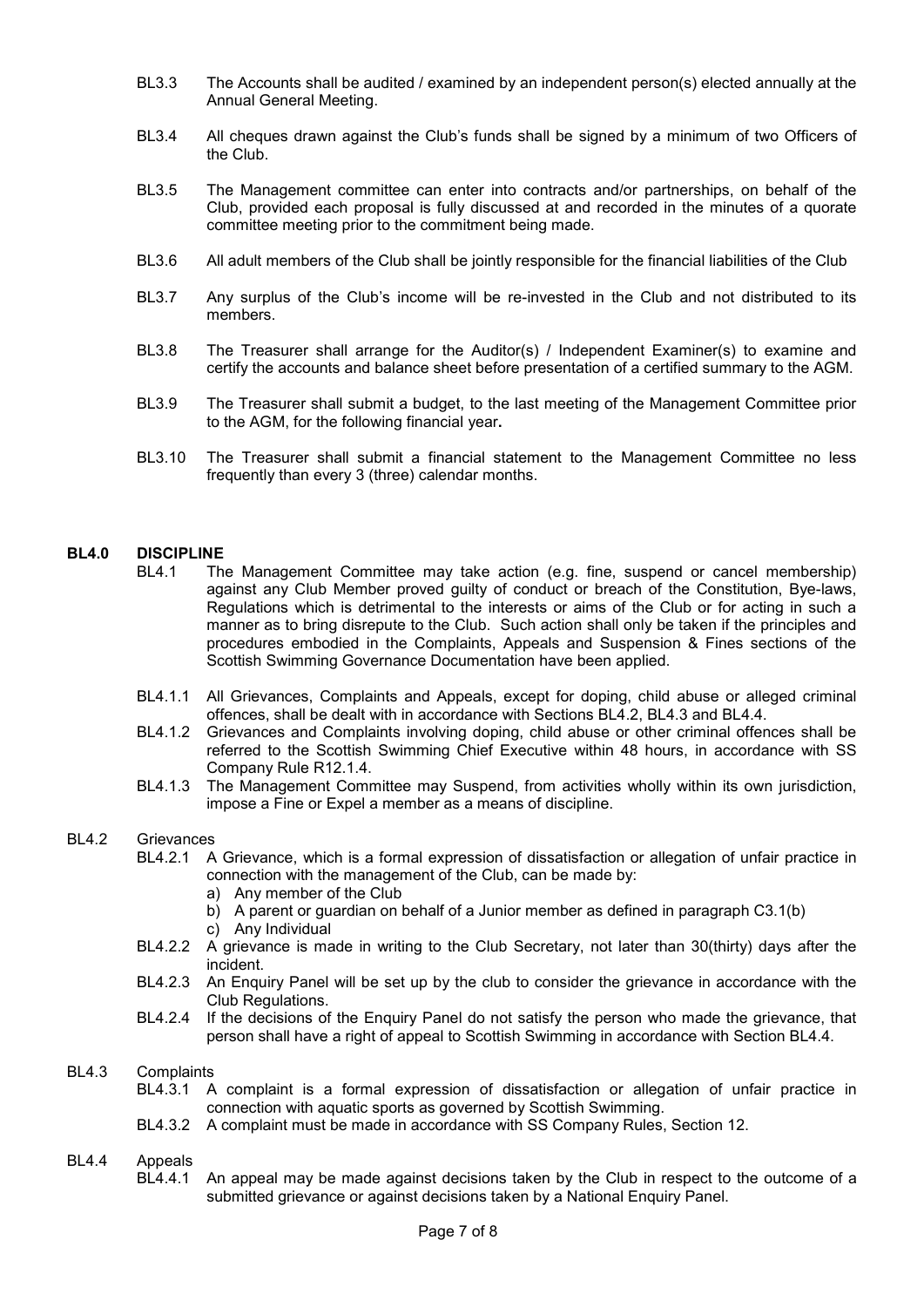BL3.3 The Accounts shall be audited / examined by an independent person(s) elected annually at the Annual General Meeting.

BL3.4 All cheques drawn against the Club's funds shall be signed by a minimum of two Officers of the Club.

BL3.5 The Management committee can enter into contracts and/or partnerships, on behalf of the Club, provided each proposal is fully discussed at and recorded in the minutes of a quorate committee meeting prior to the commitment being made.

BL3.6 All adult members of the Club shall be jointly responsible for the financial liabilities of the Club

BL3.7 Any surplus of the Club's income will be re-invested in the Club and not distributed to its members.

BL3.8 The Treasurer shall arrange for the Auditor(s) / Independent Examiner(s) to examine and certify the accounts and balance sheet before presentation of a certified summary to the AGM.

BL3.9 The Treasurer shall submit a budget, to the last meeting of the Management Committee prior to the AGM, for the following financial year**.**

BL3.10 The Treasurer shall submit a financial statement to the Management Committee no less frequently than every 3 (three) calendar months.

## BL4.0 DISCIPLINE

BL4.1 The Management Committee may take action (e.g. fine, suspend or cancel membership) against any Club Member proved guilty of conduct or breach of the Constitution, Bye-laws, Regulations which is detrimental to the interests or aims of the Club or for acting in such a manner as to bring disrepute to the Club. Such action shall only be taken if the principles and procedures embodied in the Complaints, Appeals and Suspension & Fines sections of the Scottish Swimming Governance Documentation have been applied.

BL4.1.1 All Grievances, Complaints and Appeals, except for doping, child abuse or alleged criminal offences, shall be dealt with in accordance with Sections BL4.2, BL4.3 and BL4.4.

BL4.1.2 Grievances and Complaints involving doping, child abuse or other criminal offences shall be referred to the Scottish Swimming Chief Executive within 48 hours, in accordance with SS Company Rule R12.1.4.

BL4.1.3 The Management Committee may Suspend, from activities wholly within its own jurisdiction, impose a Fine or Expel a member as a means of discipline.

BL4.2 Grievances

BL4.2.1 A Grievance, which is a formal expression of dissatisfaction or allegation of unfair practice in connection with the management of the Club, can be made by:

a) Any member of the Club
b) A parent or guardian on behalf of a Junior member as defined in paragraph C3.1(b)
c) Any Individual

BL4.2.2 A grievance is made in writing to the Club Secretary, not later than 30(thirty) days after the incident.

BL4.2.3 An Enquiry Panel will be set up by the club to consider the grievance in accordance with the Club Regulations.

BL4.2.4 If the decisions of the Enquiry Panel do not satisfy the person who made the grievance, that person shall have a right of appeal to Scottish Swimming in accordance with Section BL4.4.

BL4.3 Complaints

BL4.3.1 A complaint is a formal expression of dissatisfaction or allegation of unfair practice in connection with aquatic sports as governed by Scottish Swimming.

BL4.3.2 A complaint must be made in accordance with SS Company Rules, Section 12.

BL4.4 Appeals

BL4.4.1 An appeal may be made against decisions taken by the Club in respect to the outcome of a submitted grievance or against decisions taken by a National Enquiry Panel.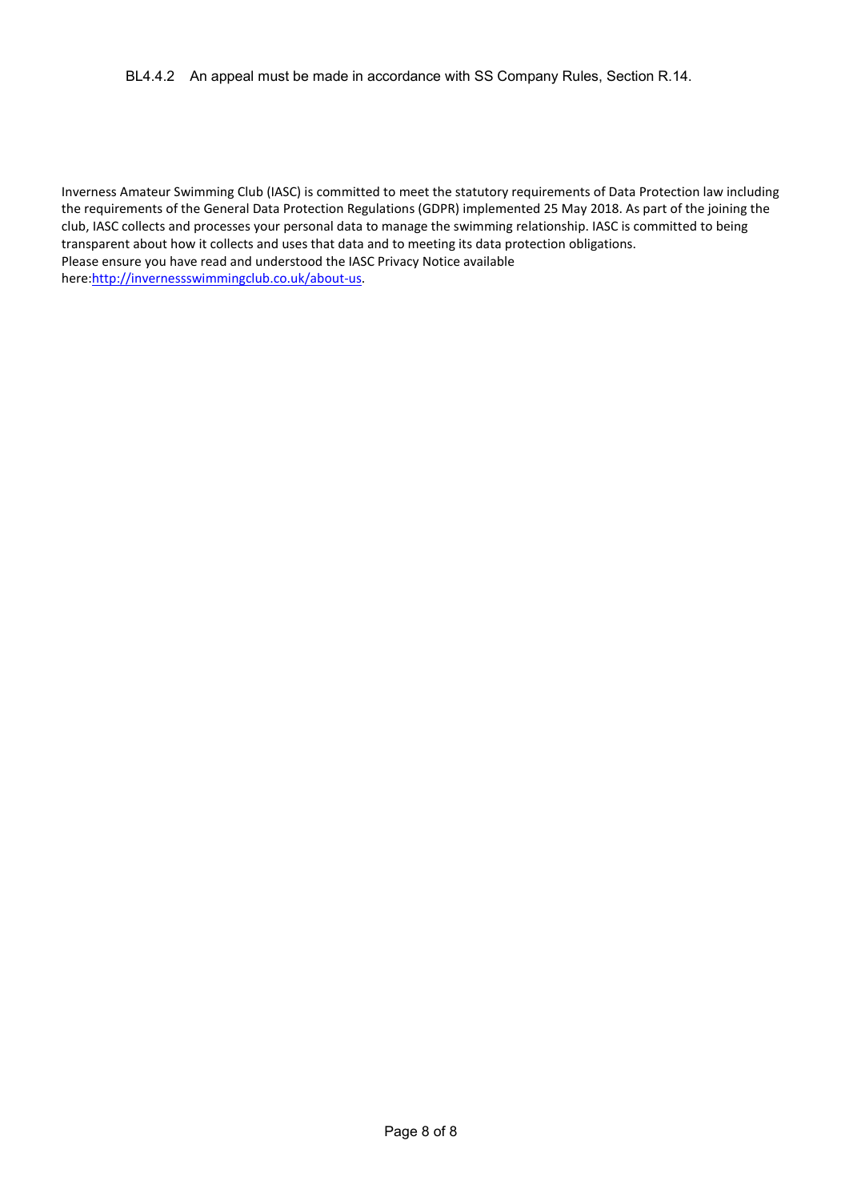BL4.4.2 An appeal must be made in accordance with SS Company Rules, Section R.14.

Inverness Amateur Swimming Club (IASC) is committed to meet the statutory requirements of Data Protection law including the requirements of the General Data Protection Regulations (GDPR) implemented 25 May 2018. As part of the joining the club, IASC collects and processes your personal data to manage the swimming relationship. IASC is committed to being transparent about how it collects and uses that data and to meeting its data protection obligations.
Please ensure you have read and understood the IASC Privacy Notice available here:[http://invernessswimmingclub.co.uk/about-us](http://invernessswimmingclub.co.uk/about-us).